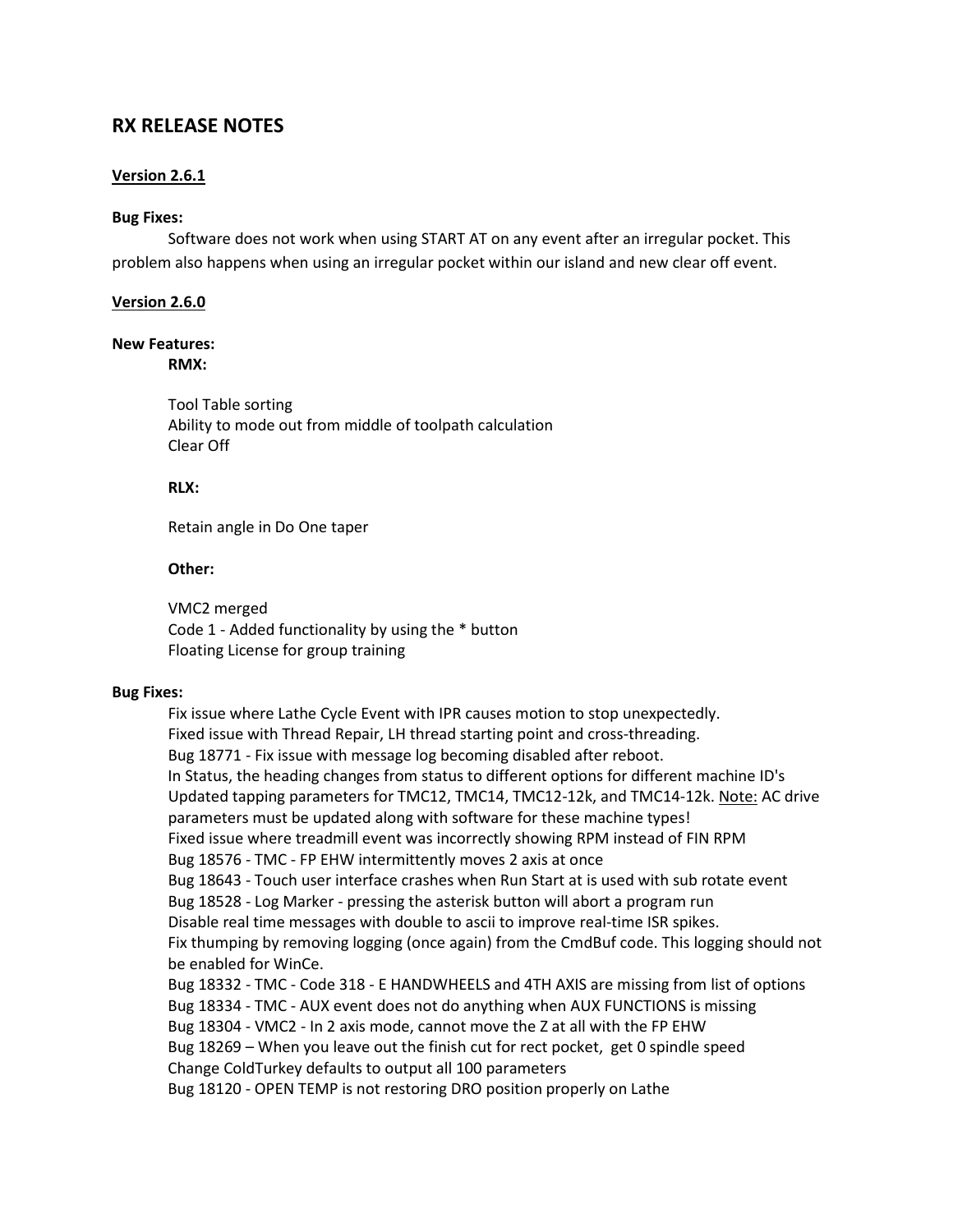# RX RELEASE NOTES

## Version 2.6.1

**Bug Fixes:**

Software does not work when using START AT on any event after an irregular pocket. This problem also happens when using an irregular pocket within our island and new clear off event.

## Version 2.6.0

**New Features:**

**RMX:**

Tool Table sorting
Ability to mode out from middle of toolpath calculation
Clear Off

**RLX:**

Retain angle in Do One taper

**Other:**

VMC2 merged
Code 1 - Added functionality by using the * button
Floating License for group training

**Bug Fixes:**

Fix issue where Lathe Cycle Event with IPR causes motion to stop unexpectedly.
Fixed issue with Thread Repair, LH thread starting point and cross-threading.
Bug 18771 - Fix issue with message log becoming disabled after reboot.
In Status, the heading changes from status to different options for different machine ID's
Updated tapping parameters for TMC12, TMC14, TMC12-12k, and TMC14-12k. <u>Note:</u> AC drive parameters must be updated along with software for these machine types!
Fixed issue where treadmill event was incorrectly showing RPM instead of FIN RPM
Bug 18576 - TMC - FP EHW intermittently moves 2 axis at once
Bug 18643 - Touch user interface crashes when Run Start at is used with sub rotate event
Bug 18528 - Log Marker - pressing the asterisk button will abort a program run
Disable real time messages with double to ascii to improve real-time ISR spikes.
Fix thumping by removing logging (once again) from the CmdBuf code. This logging should not be enabled for WinCe.
Bug 18332 - TMC - Code 318 - E HANDWHEELS and 4TH AXIS are missing from list of options
Bug 18334 - TMC - AUX event does not do anything when AUX FUNCTIONS is missing
Bug 18304 - VMC2 - In 2 axis mode, cannot move the Z at all with the FP EHW
Bug 18269 – When you leave out the finish cut for rect pocket, get 0 spindle speed
Change ColdTurkey defaults to output all 100 parameters
Bug 18120 - OPEN TEMP is not restoring DRO position properly on Lathe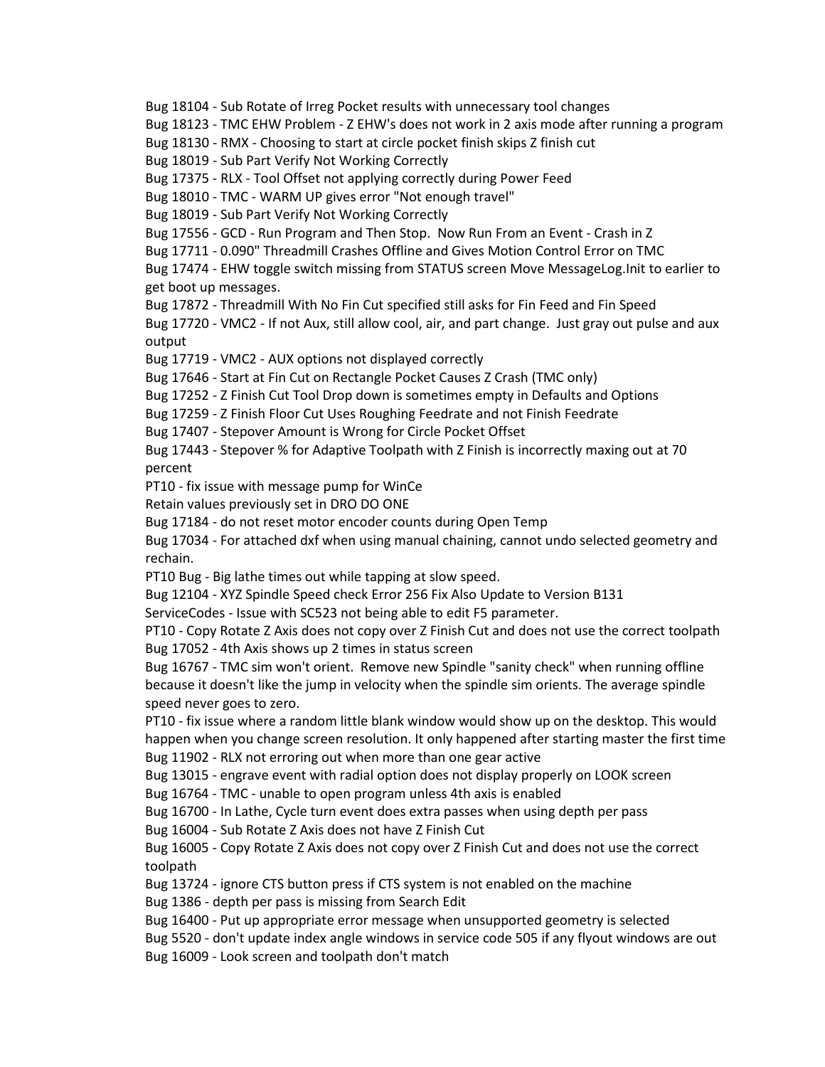Bug 18104 - Sub Rotate of Irreg Pocket results with unnecessary tool changes
Bug 18123 - TMC EHW Problem - Z EHW's does not work in 2 axis mode after running a program
Bug 18130 - RMX - Choosing to start at circle pocket finish skips Z finish cut
Bug 18019 - Sub Part Verify Not Working Correctly
Bug 17375 - RLX - Tool Offset not applying correctly during Power Feed
Bug 18010 - TMC - WARM UP gives error "Not enough travel"
Bug 18019 - Sub Part Verify Not Working Correctly
Bug 17556 - GCD - Run Program and Then Stop. Now Run From an Event - Crash in Z
Bug 17711 - 0.090" Threadmill Crashes Offline and Gives Motion Control Error on TMC
Bug 17474 - EHW toggle switch missing from STATUS screen Move MessageLog.Init to earlier to get boot up messages.
Bug 17872 - Threadmill With No Fin Cut specified still asks for Fin Feed and Fin Speed
Bug 17720 - VMC2 - If not Aux, still allow cool, air, and part change. Just gray out pulse and aux output
Bug 17719 - VMC2 - AUX options not displayed correctly
Bug 17646 - Start at Fin Cut on Rectangle Pocket Causes Z Crash (TMC only)
Bug 17252 - Z Finish Cut Tool Drop down is sometimes empty in Defaults and Options
Bug 17259 - Z Finish Floor Cut Uses Roughing Feedrate and not Finish Feedrate
Bug 17407 - Stepover Amount is Wrong for Circle Pocket Offset
Bug 17443 - Stepover % for Adaptive Toolpath with Z Finish is incorrectly maxing out at 70 percent
PT10 - fix issue with message pump for WinCe
Retain values previously set in DRO DO ONE
Bug 17184 - do not reset motor encoder counts during Open Temp
Bug 17034 - For attached dxf when using manual chaining, cannot undo selected geometry and rechain.
PT10 Bug - Big lathe times out while tapping at slow speed.
Bug 12104 - XYZ Spindle Speed check Error 256 Fix Also Update to Version B131
ServiceCodes - Issue with SC523 not being able to edit F5 parameter.
PT10 - Copy Rotate Z Axis does not copy over Z Finish Cut and does not use the correct toolpath
Bug 17052 - 4th Axis shows up 2 times in status screen
Bug 16767 - TMC sim won't orient. Remove new Spindle "sanity check" when running offline because it doesn't like the jump in velocity when the spindle sim orients. The average spindle speed never goes to zero.
PT10 - fix issue where a random little blank window would show up on the desktop. This would happen when you change screen resolution. It only happened after starting master the first time
Bug 11902 - RLX not erroring out when more than one gear active
Bug 13015 - engrave event with radial option does not display properly on LOOK screen
Bug 16764 - TMC - unable to open program unless 4th axis is enabled
Bug 16700 - In Lathe, Cycle turn event does extra passes when using depth per pass
Bug 16004 - Sub Rotate Z Axis does not have Z Finish Cut
Bug 16005 - Copy Rotate Z Axis does not copy over Z Finish Cut and does not use the correct toolpath
Bug 13724 - ignore CTS button press if CTS system is not enabled on the machine
Bug 1386 - depth per pass is missing from Search Edit
Bug 16400 - Put up appropriate error message when unsupported geometry is selected
Bug 5520 - don't update index angle windows in service code 505 if any flyout windows are out
Bug 16009 - Look screen and toolpath don't match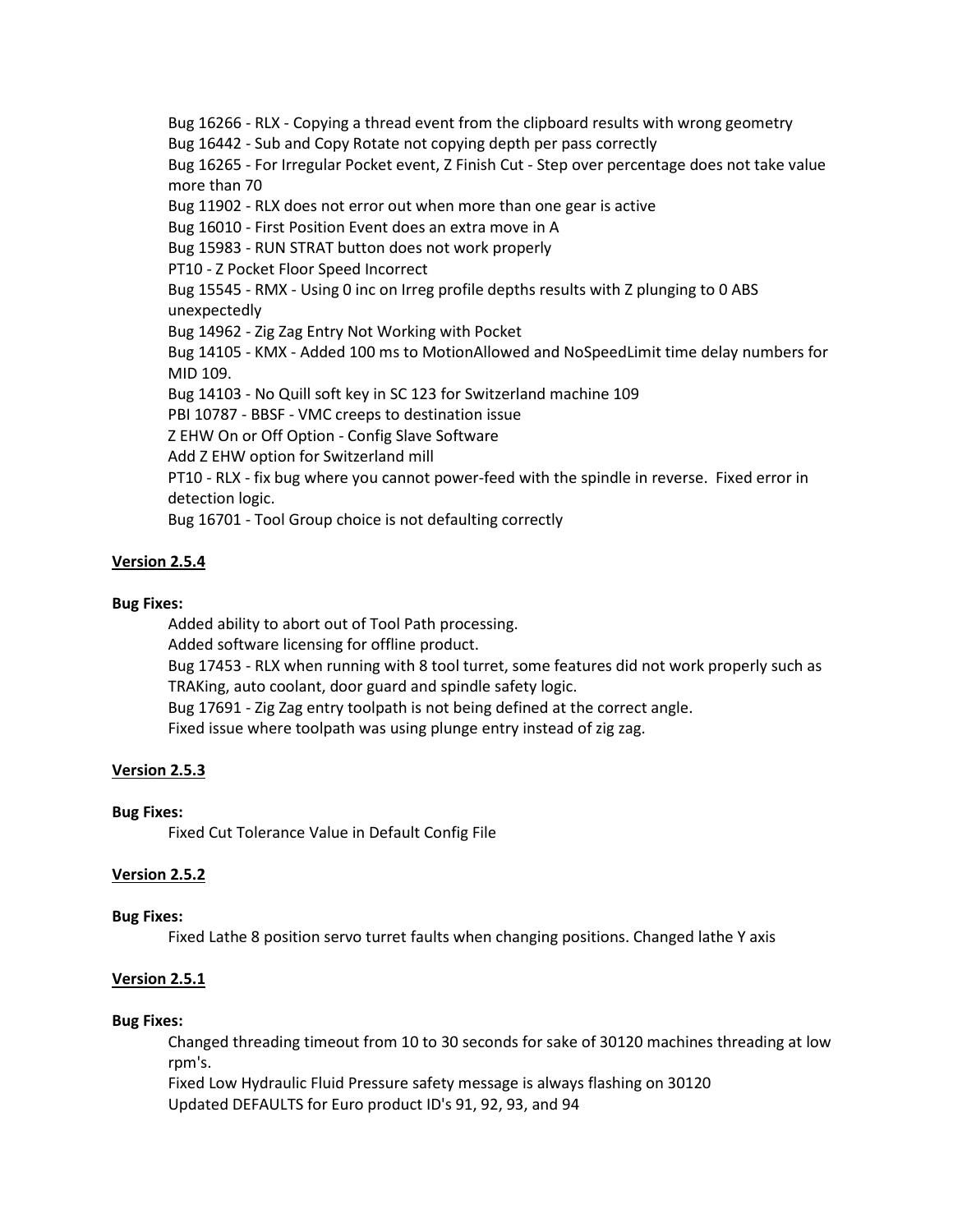Bug 16266 - RLX - Copying a thread event from the clipboard results with wrong geometry
Bug 16442 - Sub and Copy Rotate not copying depth per pass correctly
Bug 16265 - For Irregular Pocket event, Z Finish Cut - Step over percentage does not take value more than 70
Bug 11902 - RLX does not error out when more than one gear is active
Bug 16010 - First Position Event does an extra move in A
Bug 15983 - RUN STRAT button does not work properly
PT10 - Z Pocket Floor Speed Incorrect
Bug 15545 - RMX - Using 0 inc on Irreg profile depths results with Z plunging to 0 ABS unexpectedly
Bug 14962 - Zig Zag Entry Not Working with Pocket
Bug 14105 - KMX - Added 100 ms to MotionAllowed and NoSpeedLimit time delay numbers for MID 109.
Bug 14103 - No Quill soft key in SC 123 for Switzerland machine 109
PBI 10787 - BBSF - VMC creeps to destination issue
Z EHW On or Off Option - Config Slave Software
Add Z EHW option for Switzerland mill
PT10 - RLX - fix bug where you cannot power-feed with the spindle in reverse. Fixed error in detection logic.
Bug 16701 - Tool Group choice is not defaulting correctly

## Version 2.5.4

**Bug Fixes:**

Added ability to abort out of Tool Path processing.
Added software licensing for offline product.
Bug 17453 - RLX when running with 8 tool turret, some features did not work properly such as TRAKing, auto coolant, door guard and spindle safety logic.
Bug 17691 - Zig Zag entry toolpath is not being defined at the correct angle.
Fixed issue where toolpath was using plunge entry instead of zig zag.

## Version 2.5.3

**Bug Fixes:**

Fixed Cut Tolerance Value in Default Config File

## Version 2.5.2

**Bug Fixes:**

Fixed Lathe 8 position servo turret faults when changing positions. Changed lathe Y axis

## Version 2.5.1

**Bug Fixes:**

Changed threading timeout from 10 to 30 seconds for sake of 30120 machines threading at low rpm's.
Fixed Low Hydraulic Fluid Pressure safety message is always flashing on 30120
Updated DEFAULTS for Euro product ID's 91, 92, 93, and 94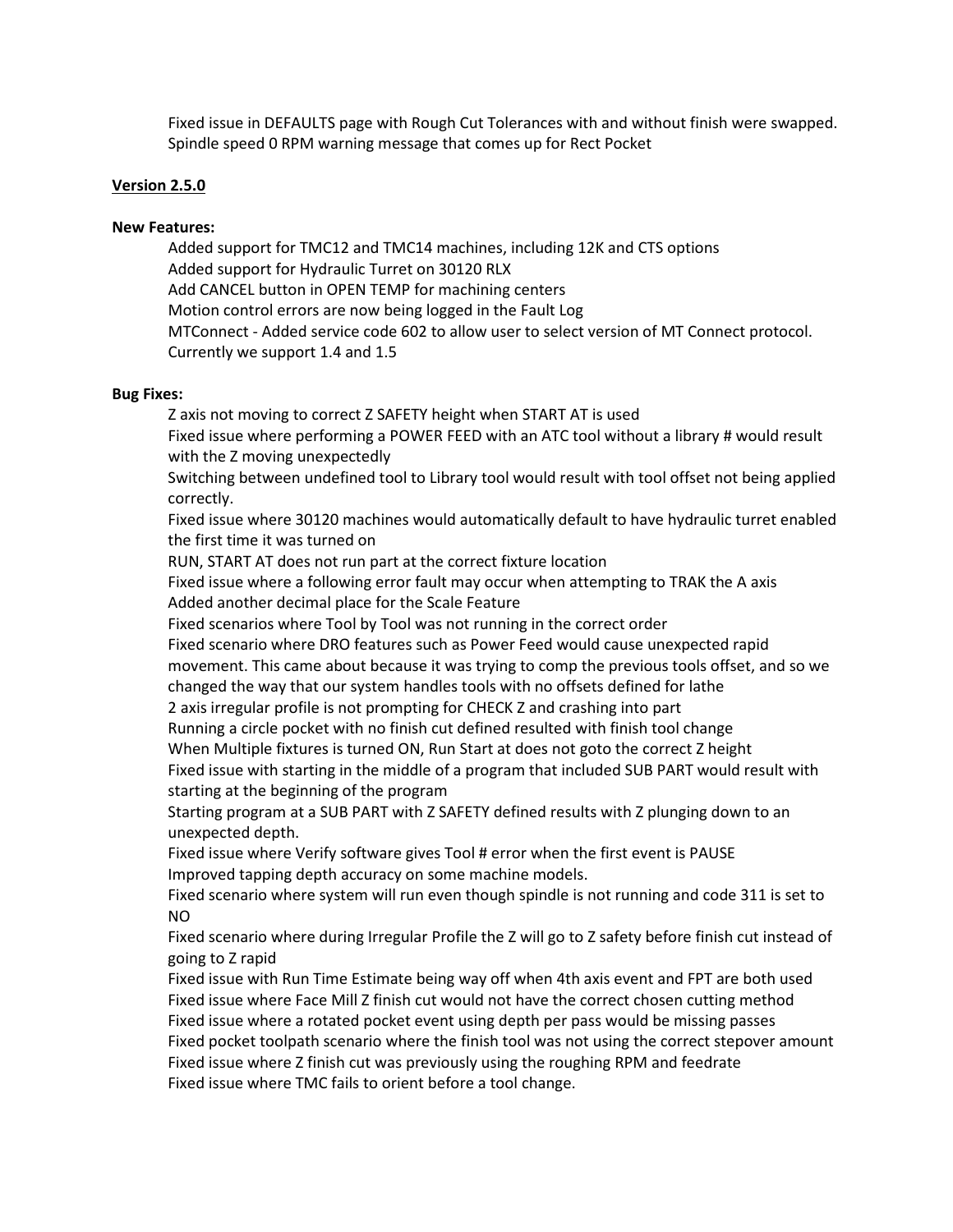Fixed issue in DEFAULTS page with Rough Cut Tolerances with and without finish were swapped.
Spindle speed 0 RPM warning message that comes up for Rect Pocket

**Version 2.5.0**

**New Features:**

- Added support for TMC12 and TMC14 machines, including 12K and CTS options
- Added support for Hydraulic Turret on 30120 RLX
- Add CANCEL button in OPEN TEMP for machining centers
- Motion control errors are now being logged in the Fault Log
- MTConnect - Added service code 602 to allow user to select version of MT Connect protocol. Currently we support 1.4 and 1.5

**Bug Fixes:**

- Z axis not moving to correct Z SAFETY height when START AT is used
- Fixed issue where performing a POWER FEED with an ATC tool without a library # would result with the Z moving unexpectedly
- Switching between undefined tool to Library tool would result with tool offset not being applied correctly.
- Fixed issue where 30120 machines would automatically default to have hydraulic turret enabled the first time it was turned on
- RUN, START AT does not run part at the correct fixture location
- Fixed issue where a following error fault may occur when attempting to TRAK the A axis
- Added another decimal place for the Scale Feature
- Fixed scenarios where Tool by Tool was not running in the correct order
- Fixed scenario where DRO features such as Power Feed would cause unexpected rapid movement. This came about because it was trying to comp the previous tools offset, and so we changed the way that our system handles tools with no offsets defined for lathe
- 2 axis irregular profile is not prompting for CHECK Z and crashing into part
- Running a circle pocket with no finish cut defined resulted with finish tool change
- When Multiple fixtures is turned ON, Run Start at does not goto the correct Z height
- Fixed issue with starting in the middle of a program that included SUB PART would result with starting at the beginning of the program
- Starting program at a SUB PART with Z SAFETY defined results with Z plunging down to an unexpected depth.
- Fixed issue where Verify software gives Tool # error when the first event is PAUSE
- Improved tapping depth accuracy on some machine models.
- Fixed scenario where system will run even though spindle is not running and code 311 is set to NO
- Fixed scenario where during Irregular Profile the Z will go to Z safety before finish cut instead of going to Z rapid
- Fixed issue with Run Time Estimate being way off when 4th axis event and FPT are both used
- Fixed issue where Face Mill Z finish cut would not have the correct chosen cutting method
- Fixed issue where a rotated pocket event using depth per pass would be missing passes
- Fixed pocket toolpath scenario where the finish tool was not using the correct stepover amount
- Fixed issue where Z finish cut was previously using the roughing RPM and feedrate
- Fixed issue where TMC fails to orient before a tool change.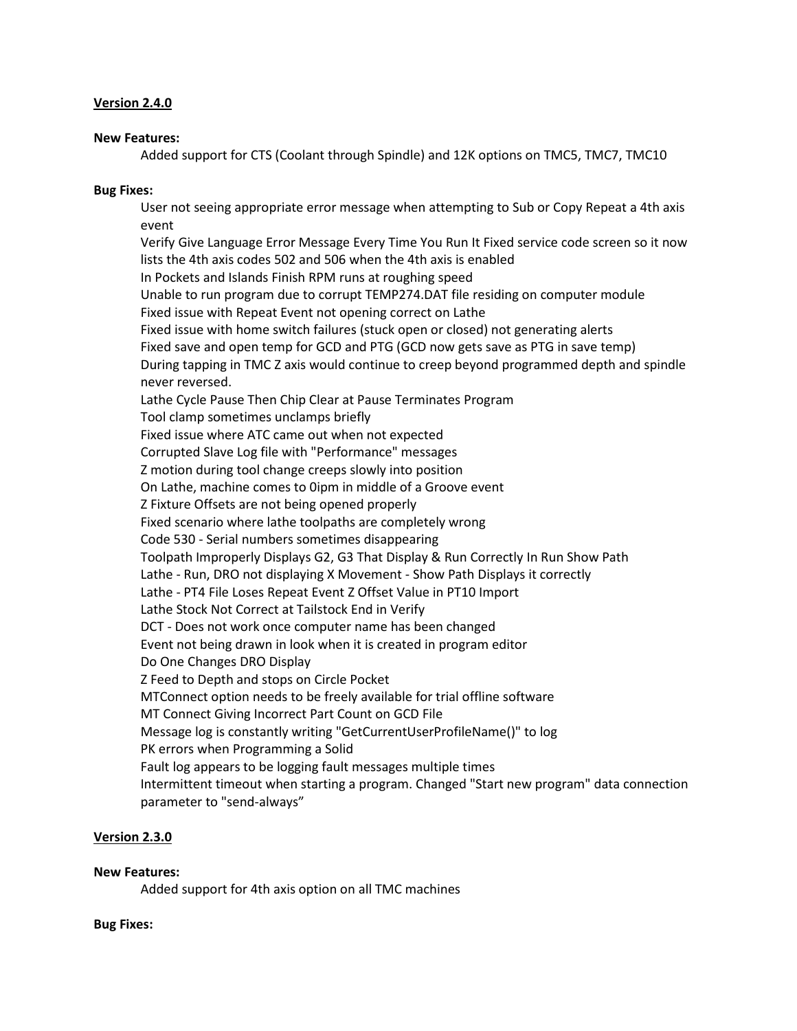**Version 2.4.0**

**New Features:**

Added support for CTS (Coolant through Spindle) and 12K options on TMC5, TMC7, TMC10

**Bug Fixes:**

User not seeing appropriate error message when attempting to Sub or Copy Repeat a 4th axis event  
Verify Give Language Error Message Every Time You Run It Fixed service code screen so it now lists the 4th axis codes 502 and 506 when the 4th axis is enabled  
In Pockets and Islands Finish RPM runs at roughing speed  
Unable to run program due to corrupt TEMP274.DAT file residing on computer module  
Fixed issue with Repeat Event not opening correct on Lathe  
Fixed issue with home switch failures (stuck open or closed) not generating alerts  
Fixed save and open temp for GCD and PTG (GCD now gets save as PTG in save temp)  
During tapping in TMC Z axis would continue to creep beyond programmed depth and spindle never reversed.  
Lathe Cycle Pause Then Chip Clear at Pause Terminates Program  
Tool clamp sometimes unclamps briefly  
Fixed issue where ATC came out when not expected  
Corrupted Slave Log file with "Performance" messages  
Z motion during tool change creeps slowly into position  
On Lathe, machine comes to 0ipm in middle of a Groove event  
Z Fixture Offsets are not being opened properly  
Fixed scenario where lathe toolpaths are completely wrong  
Code 530 - Serial numbers sometimes disappearing  
Toolpath Improperly Displays G2, G3 That Display & Run Correctly In Run Show Path  
Lathe - Run, DRO not displaying X Movement - Show Path Displays it correctly  
Lathe - PT4 File Loses Repeat Event Z Offset Value in PT10 Import  
Lathe Stock Not Correct at Tailstock End in Verify  
DCT - Does not work once computer name has been changed  
Event not being drawn in look when it is created in program editor  
Do One Changes DRO Display  
Z Feed to Depth and stops on Circle Pocket  
MTConnect option needs to be freely available for trial offline software  
MT Connect Giving Incorrect Part Count on GCD File  
Message log is constantly writing "GetCurrentUserProfileName()" to log  
PK errors when Programming a Solid  
Fault log appears to be logging fault messages multiple times  
Intermittent timeout when starting a program. Changed "Start new program" data connection parameter to "send-always"

**Version 2.3.0**

**New Features:**

Added support for 4th axis option on all TMC machines

**Bug Fixes:**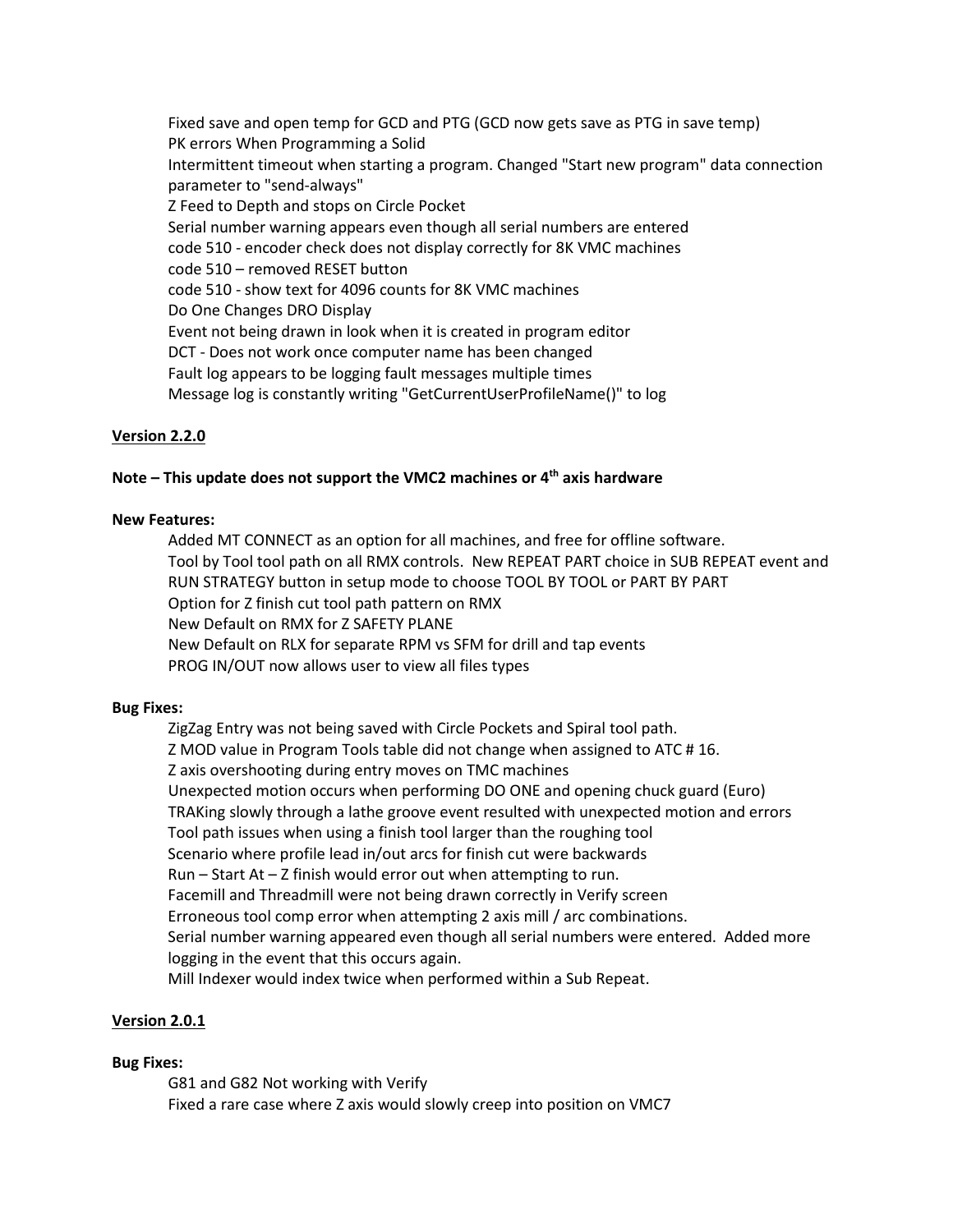Fixed save and open temp for GCD and PTG (GCD now gets save as PTG in save temp)
PK errors When Programming a Solid
Intermittent timeout when starting a program. Changed "Start new program" data connection parameter to "send-always"
Z Feed to Depth and stops on Circle Pocket
Serial number warning appears even though all serial numbers are entered
code 510 - encoder check does not display correctly for 8K VMC machines
code 510 – removed RESET button
code 510 - show text for 4096 counts for 8K VMC machines
Do One Changes DRO Display
Event not being drawn in look when it is created in program editor
DCT - Does not work once computer name has been changed
Fault log appears to be logging fault messages multiple times
Message log is constantly writing "GetCurrentUserProfileName()" to log

**Version 2.2.0**

**Note – This update does not support the VMC2 machines or 4th axis hardware**

**New Features:**

Added MT CONNECT as an option for all machines, and free for offline software.
Tool by Tool tool path on all RMX controls. New REPEAT PART choice in SUB REPEAT event and RUN STRATEGY button in setup mode to choose TOOL BY TOOL or PART BY PART
Option for Z finish cut tool path pattern on RMX
New Default on RMX for Z SAFETY PLANE
New Default on RLX for separate RPM vs SFM for drill and tap events
PROG IN/OUT now allows user to view all files types

**Bug Fixes:**

ZigZag Entry was not being saved with Circle Pockets and Spiral tool path.
Z MOD value in Program Tools table did not change when assigned to ATC # 16.
Z axis overshooting during entry moves on TMC machines
Unexpected motion occurs when performing DO ONE and opening chuck guard (Euro)
TRAKing slowly through a lathe groove event resulted with unexpected motion and errors
Tool path issues when using a finish tool larger than the roughing tool
Scenario where profile lead in/out arcs for finish cut were backwards
Run – Start At – Z finish would error out when attempting to run.
Facemill and Threadmill were not being drawn correctly in Verify screen
Erroneous tool comp error when attempting 2 axis mill / arc combinations.
Serial number warning appeared even though all serial numbers were entered. Added more logging in the event that this occurs again.
Mill Indexer would index twice when performed within a Sub Repeat.

**Version 2.0.1**

**Bug Fixes:**

G81 and G82 Not working with Verify
Fixed a rare case where Z axis would slowly creep into position on VMC7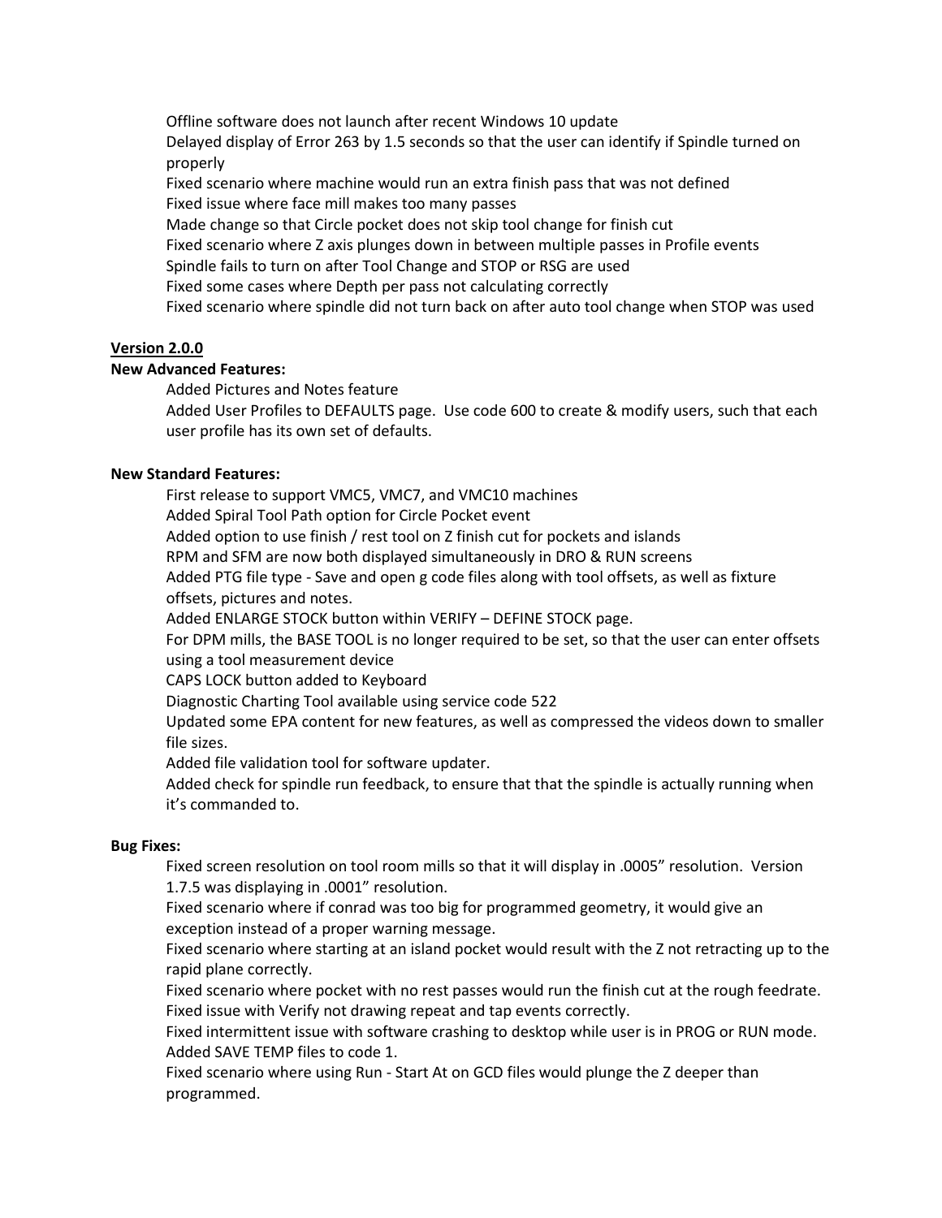Offline software does not launch after recent Windows 10 update
Delayed display of Error 263 by 1.5 seconds so that the user can identify if Spindle turned on properly
Fixed scenario where machine would run an extra finish pass that was not defined
Fixed issue where face mill makes too many passes
Made change so that Circle pocket does not skip tool change for finish cut
Fixed scenario where Z axis plunges down in between multiple passes in Profile events
Spindle fails to turn on after Tool Change and STOP or RSG are used
Fixed some cases where Depth per pass not calculating correctly
Fixed scenario where spindle did not turn back on after auto tool change when STOP was used

**Version 2.0.0**

**New Advanced Features:**

Added Pictures and Notes feature
Added User Profiles to DEFAULTS page. Use code 600 to create & modify users, such that each user profile has its own set of defaults.

**New Standard Features:**

First release to support VMC5, VMC7, and VMC10 machines
Added Spiral Tool Path option for Circle Pocket event
Added option to use finish / rest tool on Z finish cut for pockets and islands
RPM and SFM are now both displayed simultaneously in DRO & RUN screens
Added PTG file type - Save and open g code files along with tool offsets, as well as fixture offsets, pictures and notes.
Added ENLARGE STOCK button within VERIFY – DEFINE STOCK page.
For DPM mills, the BASE TOOL is no longer required to be set, so that the user can enter offsets using a tool measurement device
CAPS LOCK button added to Keyboard
Diagnostic Charting Tool available using service code 522
Updated some EPA content for new features, as well as compressed the videos down to smaller file sizes.
Added file validation tool for software updater.
Added check for spindle run feedback, to ensure that that the spindle is actually running when it's commanded to.

**Bug Fixes:**

Fixed screen resolution on tool room mills so that it will display in .0005" resolution. Version 1.7.5 was displaying in .0001" resolution.
Fixed scenario where if conrad was too big for programmed geometry, it would give an exception instead of a proper warning message.
Fixed scenario where starting at an island pocket would result with the Z not retracting up to the rapid plane correctly.
Fixed scenario where pocket with no rest passes would run the finish cut at the rough feedrate.
Fixed issue with Verify not drawing repeat and tap events correctly.
Fixed intermittent issue with software crashing to desktop while user is in PROG or RUN mode.
Added SAVE TEMP files to code 1.
Fixed scenario where using Run - Start At on GCD files would plunge the Z deeper than programmed.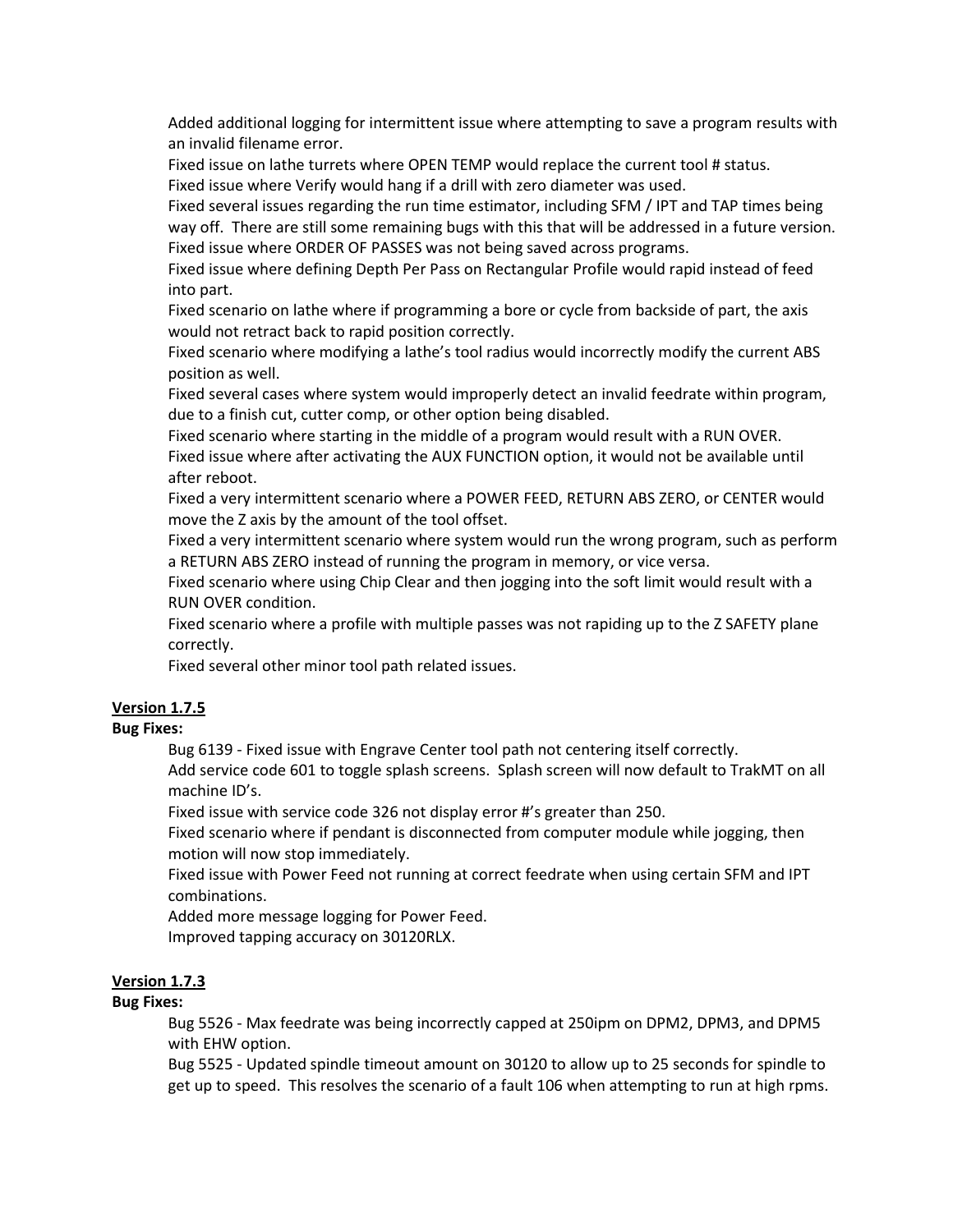Added additional logging for intermittent issue where attempting to save a program results with an invalid filename error.
Fixed issue on lathe turrets where OPEN TEMP would replace the current tool # status.
Fixed issue where Verify would hang if a drill with zero diameter was used.
Fixed several issues regarding the run time estimator, including SFM / IPT and TAP times being way off. There are still some remaining bugs with this that will be addressed in a future version.
Fixed issue where ORDER OF PASSES was not being saved across programs.
Fixed issue where defining Depth Per Pass on Rectangular Profile would rapid instead of feed into part.
Fixed scenario on lathe where if programming a bore or cycle from backside of part, the axis would not retract back to rapid position correctly.
Fixed scenario where modifying a lathe's tool radius would incorrectly modify the current ABS position as well.
Fixed several cases where system would improperly detect an invalid feedrate within program, due to a finish cut, cutter comp, or other option being disabled.
Fixed scenario where starting in the middle of a program would result with a RUN OVER.
Fixed issue where after activating the AUX FUNCTION option, it would not be available until after reboot.
Fixed a very intermittent scenario where a POWER FEED, RETURN ABS ZERO, or CENTER would move the Z axis by the amount of the tool offset.
Fixed a very intermittent scenario where system would run the wrong program, such as perform a RETURN ABS ZERO instead of running the program in memory, or vice versa.
Fixed scenario where using Chip Clear and then jogging into the soft limit would result with a RUN OVER condition.
Fixed scenario where a profile with multiple passes was not rapiding up to the Z SAFETY plane correctly.
Fixed several other minor tool path related issues.

## Version 1.7.5

**Bug Fixes:**

Bug 6139 - Fixed issue with Engrave Center tool path not centering itself correctly.
Add service code 601 to toggle splash screens. Splash screen will now default to TrakMT on all machine ID's.
Fixed issue with service code 326 not display error #'s greater than 250.
Fixed scenario where if pendant is disconnected from computer module while jogging, then motion will now stop immediately.
Fixed issue with Power Feed not running at correct feedrate when using certain SFM and IPT combinations.
Added more message logging for Power Feed.
Improved tapping accuracy on 30120RLX.

## Version 1.7.3

**Bug Fixes:**

Bug 5526 - Max feedrate was being incorrectly capped at 250ipm on DPM2, DPM3, and DPM5 with EHW option.
Bug 5525 - Updated spindle timeout amount on 30120 to allow up to 25 seconds for spindle to get up to speed. This resolves the scenario of a fault 106 when attempting to run at high rpms.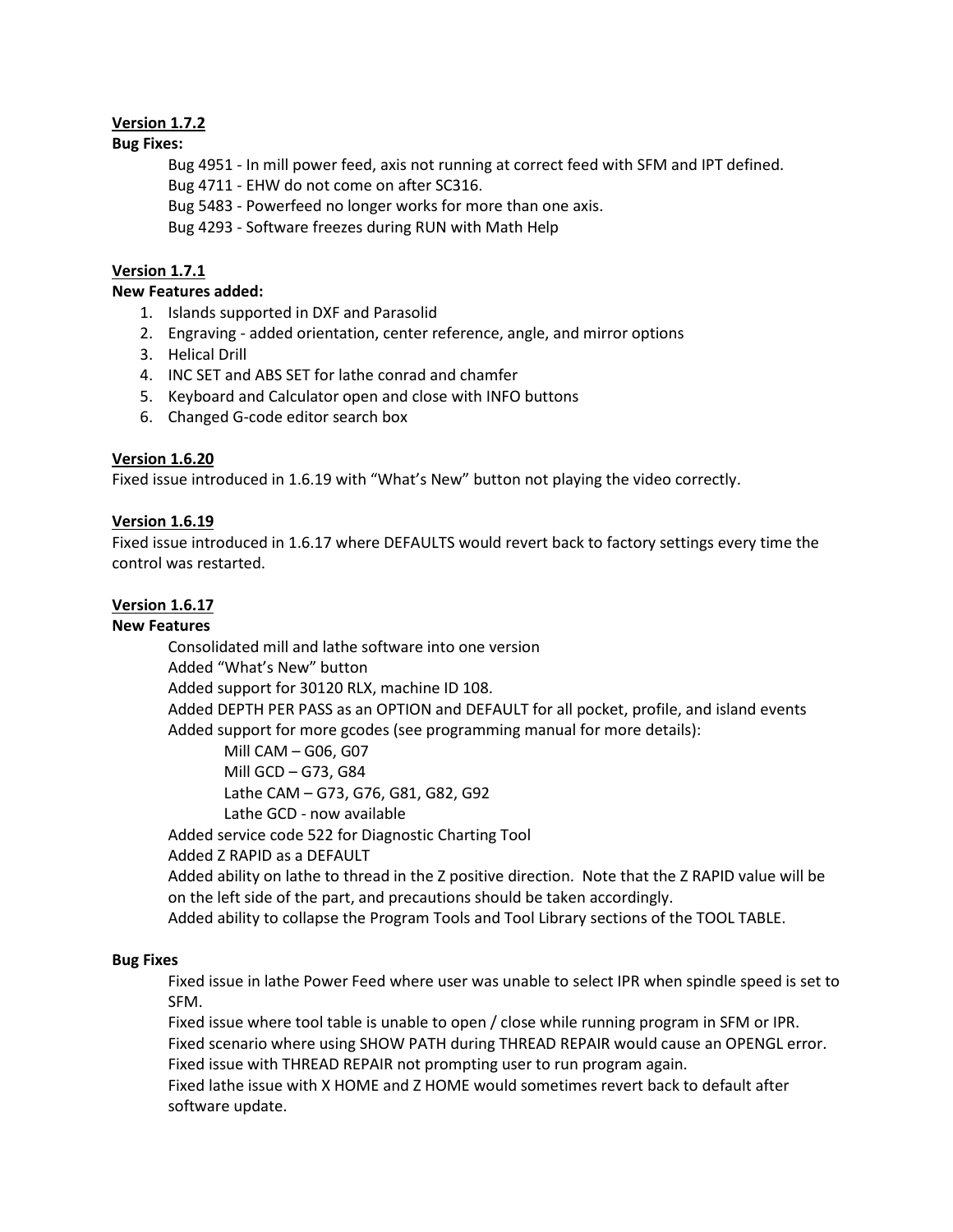## Version 1.7.2

**Bug Fixes:**

Bug 4951 - In mill power feed, axis not running at correct feed with SFM and IPT defined.
Bug 4711 - EHW do not come on after SC316.
Bug 5483 - Powerfeed no longer works for more than one axis.
Bug 4293 - Software freezes during RUN with Math Help

## Version 1.7.1

**New Features added:**

1. Islands supported in DXF and Parasolid
2. Engraving - added orientation, center reference, angle, and mirror options
3. Helical Drill
4. INC SET and ABS SET for lathe conrad and chamfer
5. Keyboard and Calculator open and close with INFO buttons
6. Changed G-code editor search box

## Version 1.6.20

Fixed issue introduced in 1.6.19 with "What's New" button not playing the video correctly.

## Version 1.6.19

Fixed issue introduced in 1.6.17 where DEFAULTS would revert back to factory settings every time the control was restarted.

## Version 1.6.17

**New Features**

Consolidated mill and lathe software into one version
Added "What's New" button
Added support for 30120 RLX, machine ID 108.
Added DEPTH PER PASS as an OPTION and DEFAULT for all pocket, profile, and island events
Added support for more gcodes (see programming manual for more details):

- Mill CAM – G06, G07
- Mill GCD – G73, G84
- Lathe CAM – G73, G76, G81, G82, G92
- Lathe GCD - now available

Added service code 522 for Diagnostic Charting Tool
Added Z RAPID as a DEFAULT
Added ability on lathe to thread in the Z positive direction. Note that the Z RAPID value will be on the left side of the part, and precautions should be taken accordingly.
Added ability to collapse the Program Tools and Tool Library sections of the TOOL TABLE.

**Bug Fixes**

Fixed issue in lathe Power Feed where user was unable to select IPR when spindle speed is set to SFM.
Fixed issue where tool table is unable to open / close while running program in SFM or IPR.
Fixed scenario where using SHOW PATH during THREAD REPAIR would cause an OPENGL error.
Fixed issue with THREAD REPAIR not prompting user to run program again.
Fixed lathe issue with X HOME and Z HOME would sometimes revert back to default after software update.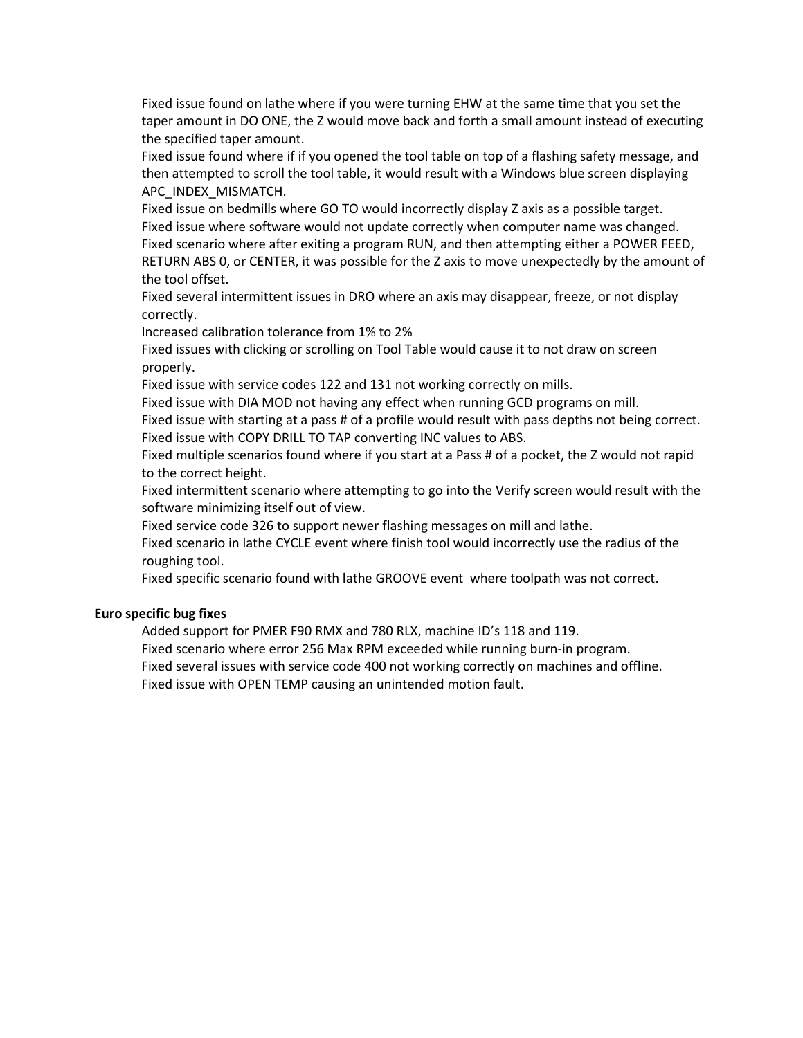Fixed issue found on lathe where if you were turning EHW at the same time that you set the taper amount in DO ONE, the Z would move back and forth a small amount instead of executing the specified taper amount.
Fixed issue found where if if you opened the tool table on top of a flashing safety message, and then attempted to scroll the tool table, it would result with a Windows blue screen displaying APC_INDEX_MISMATCH.
Fixed issue on bedmills where GO TO would incorrectly display Z axis as a possible target.
Fixed issue where software would not update correctly when computer name was changed.
Fixed scenario where after exiting a program RUN, and then attempting either a POWER FEED, RETURN ABS 0, or CENTER, it was possible for the Z axis to move unexpectedly by the amount of the tool offset.
Fixed several intermittent issues in DRO where an axis may disappear, freeze, or not display correctly.
Increased calibration tolerance from 1% to 2%
Fixed issues with clicking or scrolling on Tool Table would cause it to not draw on screen properly.
Fixed issue with service codes 122 and 131 not working correctly on mills.
Fixed issue with DIA MOD not having any effect when running GCD programs on mill.
Fixed issue with starting at a pass # of a profile would result with pass depths not being correct.
Fixed issue with COPY DRILL TO TAP converting INC values to ABS.
Fixed multiple scenarios found where if you start at a Pass # of a pocket, the Z would not rapid to the correct height.
Fixed intermittent scenario where attempting to go into the Verify screen would result with the software minimizing itself out of view.
Fixed service code 326 to support newer flashing messages on mill and lathe.
Fixed scenario in lathe CYCLE event where finish tool would incorrectly use the radius of the roughing tool.
Fixed specific scenario found with lathe GROOVE event where toolpath was not correct.

**Euro specific bug fixes**

Added support for PMER F90 RMX and 780 RLX, machine ID's 118 and 119.
Fixed scenario where error 256 Max RPM exceeded while running burn-in program.
Fixed several issues with service code 400 not working correctly on machines and offline.
Fixed issue with OPEN TEMP causing an unintended motion fault.